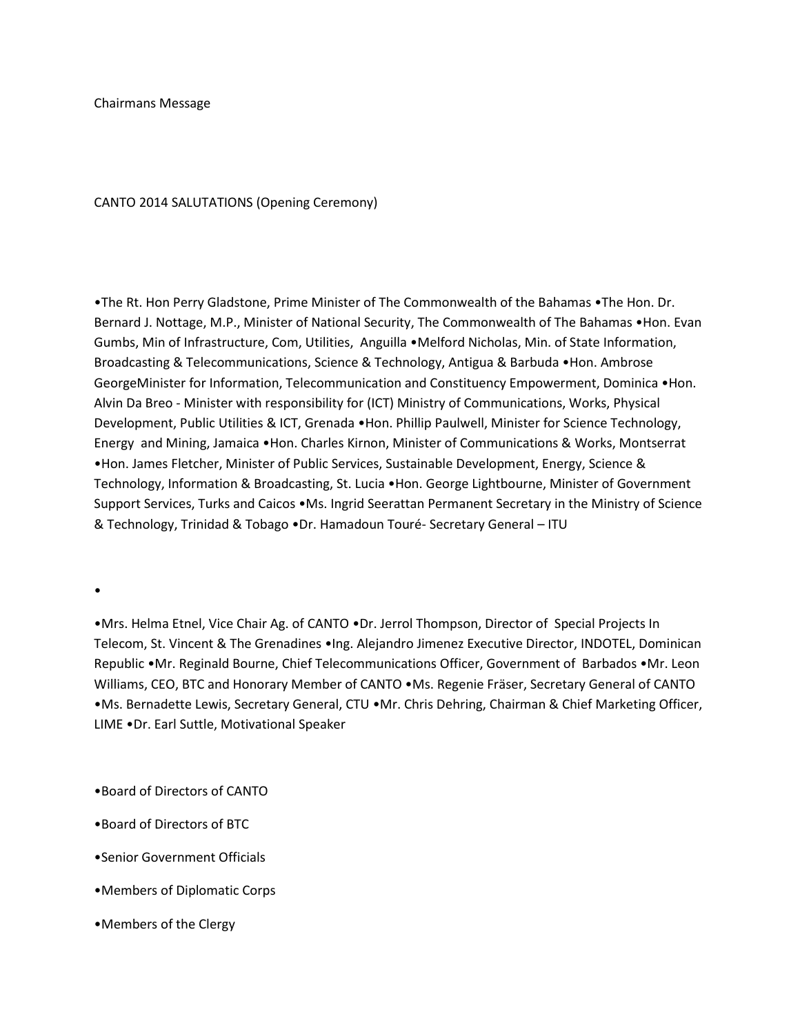Chairmans Message

CANTO 2014 SALUTATIONS (Opening Ceremony)

•The Rt. Hon Perry Gladstone, Prime Minister of The Commonwealth of the Bahamas •The Hon. Dr. Bernard J. Nottage, M.P., Minister of National Security, The Commonwealth of The Bahamas •Hon. Evan Gumbs, Min of Infrastructure, Com, Utilities, Anguilla •Melford Nicholas, Min. of State Information, Broadcasting & Telecommunications, Science & Technology, Antigua & Barbuda •Hon. Ambrose GeorgeMinister for Information, Telecommunication and Constituency Empowerment, Dominica •Hon. Alvin Da Breo - Minister with responsibility for (ICT) Ministry of Communications, Works, Physical Development, Public Utilities & ICT, Grenada •Hon. Phillip Paulwell, Minister for Science Technology, Energy and Mining, Jamaica •Hon. Charles Kirnon, Minister of Communications & Works, Montserrat •Hon. James Fletcher, Minister of Public Services, Sustainable Development, Energy, Science & Technology, Information & Broadcasting, St. Lucia •Hon. George Lightbourne, Minister of Government Support Services, Turks and Caicos •Ms. Ingrid Seerattan Permanent Secretary in the Ministry of Science & Technology, Trinidad & Tobago •Dr. Hamadoun Touré- Secretary General – ITU

•

•Mrs. Helma Etnel, Vice Chair Ag. of CANTO •Dr. Jerrol Thompson, Director of Special Projects In Telecom, St. Vincent & The Grenadines •Ing. Alejandro Jimenez Executive Director, INDOTEL, Dominican Republic •Mr. Reginald Bourne, Chief Telecommunications Officer, Government of Barbados •Mr. Leon Williams, CEO, BTC and Honorary Member of CANTO •Ms. Regenie Fräser, Secretary General of CANTO •Ms. Bernadette Lewis, Secretary General, CTU •Mr. Chris Dehring, Chairman & Chief Marketing Officer, LIME •Dr. Earl Suttle, Motivational Speaker

•Board of Directors of CANTO

•Board of Directors of BTC

•Senior Government Officials

•Members of Diplomatic Corps

•Members of the Clergy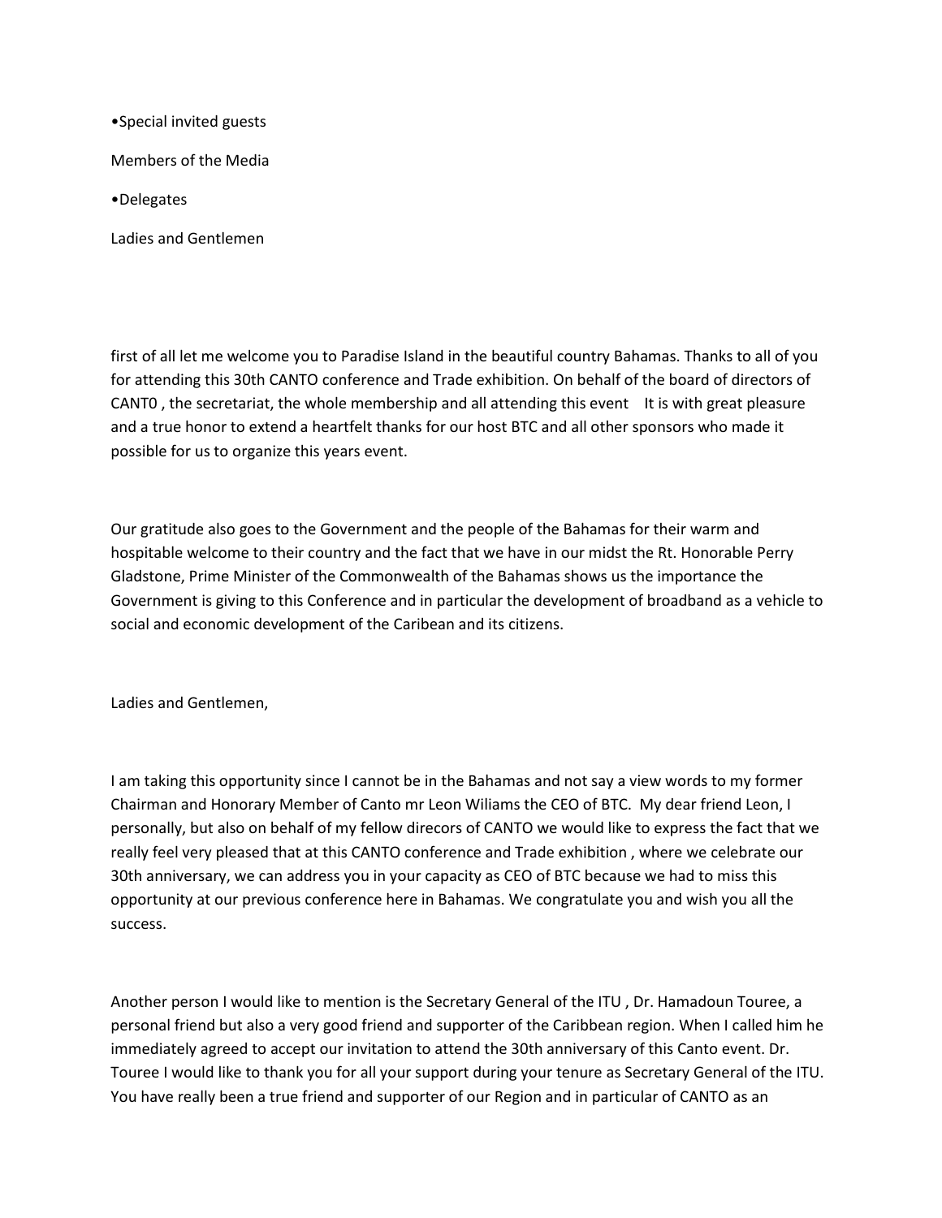•Special invited guests

Members of the Media

•Delegates

Ladies and Gentlemen

first of all let me welcome you to Paradise Island in the beautiful country Bahamas. Thanks to all of you for attending this 30th CANTO conference and Trade exhibition. On behalf of the board of directors of CANT0 , the secretariat, the whole membership and all attending this event  It is with great pleasure and a true honor to extend a heartfelt thanks for our host BTC and all other sponsors who made it possible for us to organize this years event.

Our gratitude also goes to the Government and the people of the Bahamas for their warm and hospitable welcome to their country and the fact that we have in our midst the Rt. Honorable Perry Gladstone, Prime Minister of the Commonwealth of the Bahamas shows us the importance the Government is giving to this Conference and in particular the development of broadband as a vehicle to social and economic development of the Caribean and its citizens.

Ladies and Gentlemen,

I am taking this opportunity since I cannot be in the Bahamas and not say a view words to my former Chairman and Honorary Member of Canto mr Leon Wiliams the CEO of BTC.  My dear friend Leon, I personally, but also on behalf of my fellow direcors of CANTO we would like to express the fact that we really feel very pleased that at this CANTO conference and Trade exhibition , where we celebrate our 30th anniversary, we can address you in your capacity as CEO of BTC because we had to miss this opportunity at our previous conference here in Bahamas. We congratulate you and wish you all the success.

Another person I would like to mention is the Secretary General of the ITU , Dr. Hamadoun Touree, a personal friend but also a very good friend and supporter of the Caribbean region. When I called him he immediately agreed to accept our invitation to attend the 30th anniversary of this Canto event. Dr. Touree I would like to thank you for all your support during your tenure as Secretary General of the ITU. You have really been a true friend and supporter of our Region and in particular of CANTO as an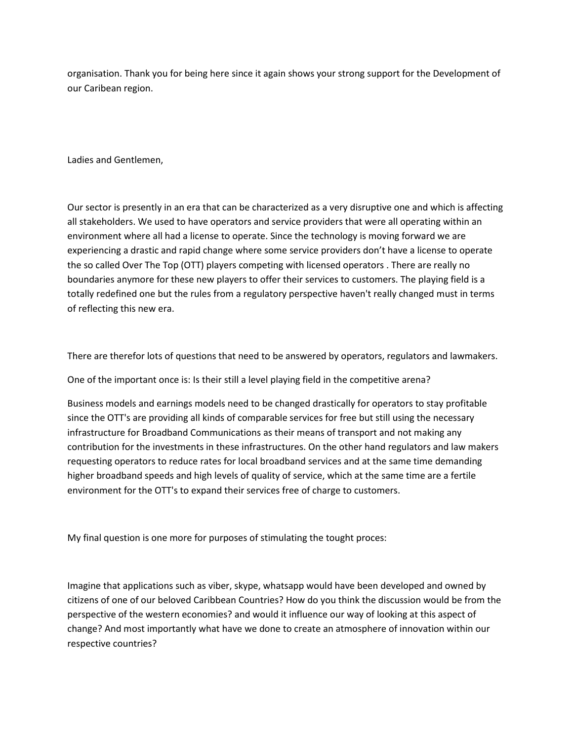organisation. Thank you for being here since it again shows your strong support for the Development of our Caribean region.

Ladies and Gentlemen,

Our sector is presently in an era that can be characterized as a very disruptive one and which is affecting all stakeholders. We used to have operators and service providers that were all operating within an environment where all had a license to operate. Since the technology is moving forward we are experiencing a drastic and rapid change where some service providers don't have a license to operate the so called Over The Top (OTT) players competing with licensed operators . There are really no boundaries anymore for these new players to offer their services to customers. The playing field is a totally redefined one but the rules from a regulatory perspective haven't really changed must in terms of reflecting this new era.

There are therefor lots of questions that need to be answered by operators, regulators and lawmakers.

One of the important once is: Is their still a level playing field in the competitive arena?

Business models and earnings models need to be changed drastically for operators to stay profitable since the OTT's are providing all kinds of comparable services for free but still using the necessary infrastructure for Broadband Communications as their means of transport and not making any contribution for the investments in these infrastructures. On the other hand regulators and law makers requesting operators to reduce rates for local broadband services and at the same time demanding higher broadband speeds and high levels of quality of service, which at the same time are a fertile environment for the OTT's to expand their services free of charge to customers.

My final question is one more for purposes of stimulating the tought proces:

Imagine that applications such as viber, skype, whatsapp would have been developed and owned by citizens of one of our beloved Caribbean Countries? How do you think the discussion would be from the perspective of the western economies? and would it influence our way of looking at this aspect of change? And most importantly what have we done to create an atmosphere of innovation within our respective countries?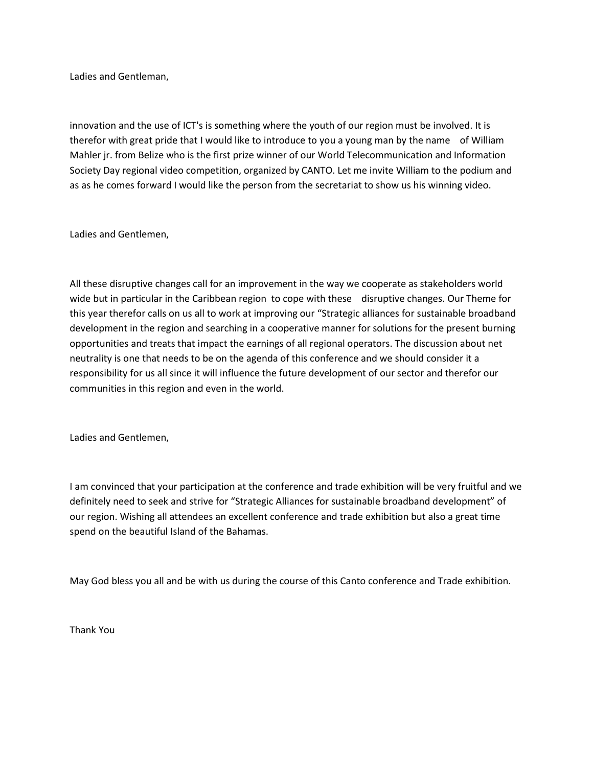Ladies and Gentleman,

innovation and the use of ICT's is something where the youth of our region must be involved. It is therefor with great pride that I would like to introduce to you a young man by the name of William Mahler jr. from Belize who is the first prize winner of our World Telecommunication and Information Society Day regional video competition, organized by CANTO. Let me invite William to the podium and as as he comes forward I would like the person from the secretariat to show us his winning video.

Ladies and Gentlemen,

All these disruptive changes call for an improvement in the way we cooperate as stakeholders world wide but in particular in the Caribbean region to cope with these disruptive changes. Our Theme for this year therefor calls on us all to work at improving our “Strategic alliances for sustainable broadband development in the region and searching in a cooperative manner for solutions for the present burning opportunities and treats that impact the earnings of all regional operators. The discussion about net neutrality is one that needs to be on the agenda of this conference and we should consider it a responsibility for us all since it will influence the future development of our sector and therefor our communities in this region and even in the world.

Ladies and Gentlemen,

I am convinced that your participation at the conference and trade exhibition will be very fruitful and we definitely need to seek and strive for “Strategic Alliances for sustainable broadband development” of our region. Wishing all attendees an excellent conference and trade exhibition but also a great time spend on the beautiful Island of the Bahamas.

May God bless you all and be with us during the course of this Canto conference and Trade exhibition.

Thank You